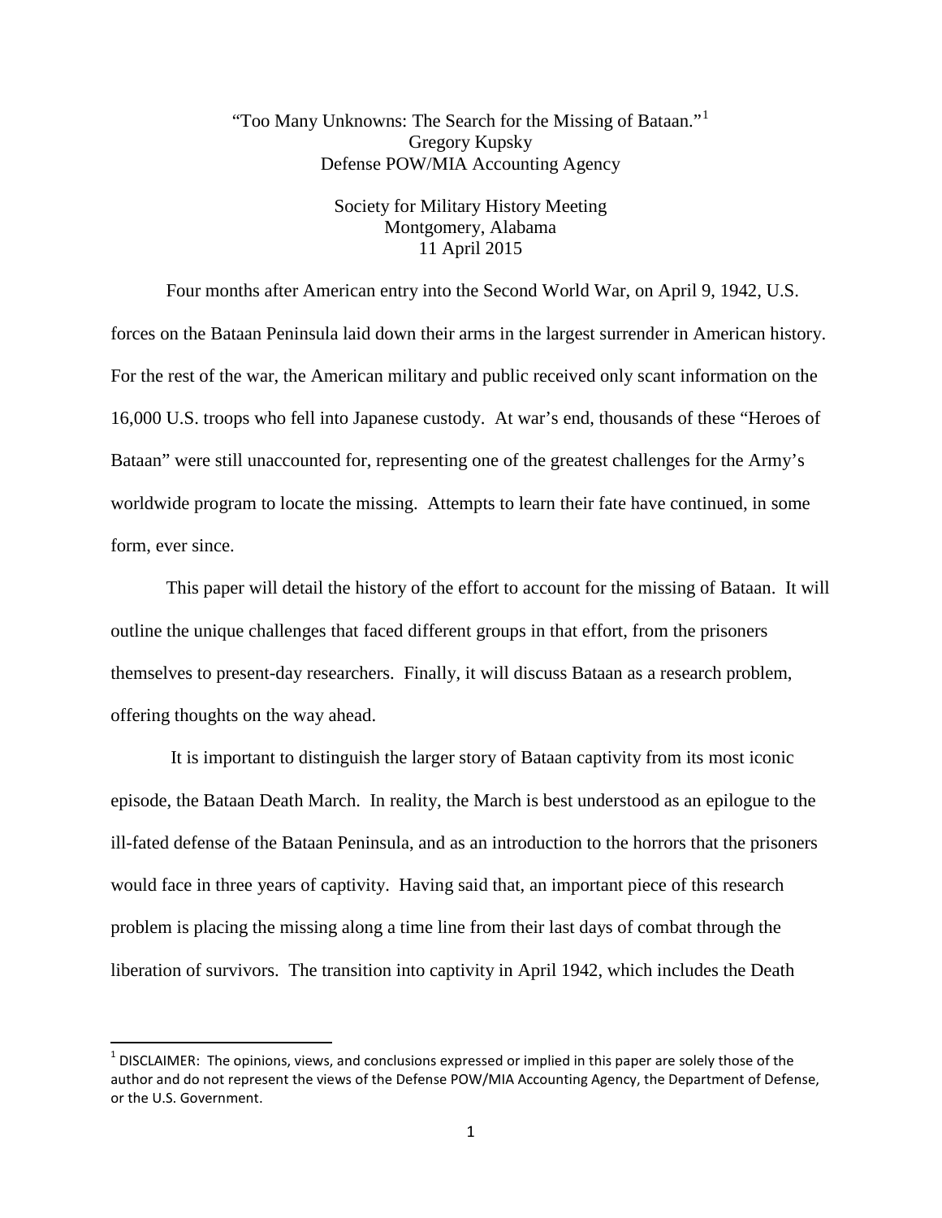# "Too Many Unknowns: The Search for the Missing of Bataan."[1]

Gregory Kupsky
Defense POW/MIA Accounting Agency

Society for Military History Meeting
Montgomery, Alabama
11 April 2015

Four months after American entry into the Second World War, on April 9, 1942, U.S. forces on the Bataan Peninsula laid down their arms in the largest surrender in American history. For the rest of the war, the American military and public received only scant information on the 16,000 U.S. troops who fell into Japanese custody. At war's end, thousands of these "Heroes of Bataan" were still unaccounted for, representing one of the greatest challenges for the Army's worldwide program to locate the missing. Attempts to learn their fate have continued, in some form, ever since.

This paper will detail the history of the effort to account for the missing of Bataan. It will outline the unique challenges that faced different groups in that effort, from the prisoners themselves to present-day researchers. Finally, it will discuss Bataan as a research problem, offering thoughts on the way ahead.

It is important to distinguish the larger story of Bataan captivity from its most iconic episode, the Bataan Death March. In reality, the March is best understood as an epilogue to the ill-fated defense of the Bataan Peninsula, and as an introduction to the horrors that the prisoners would face in three years of captivity. Having said that, an important piece of this research problem is placing the missing along a time line from their last days of combat through the liberation of survivors. The transition into captivity in April 1942, which includes the Death

[1] DISCLAIMER: The opinions, views, and conclusions expressed or implied in this paper are solely those of the author and do not represent the views of the Defense POW/MIA Accounting Agency, the Department of Defense, or the U.S. Government.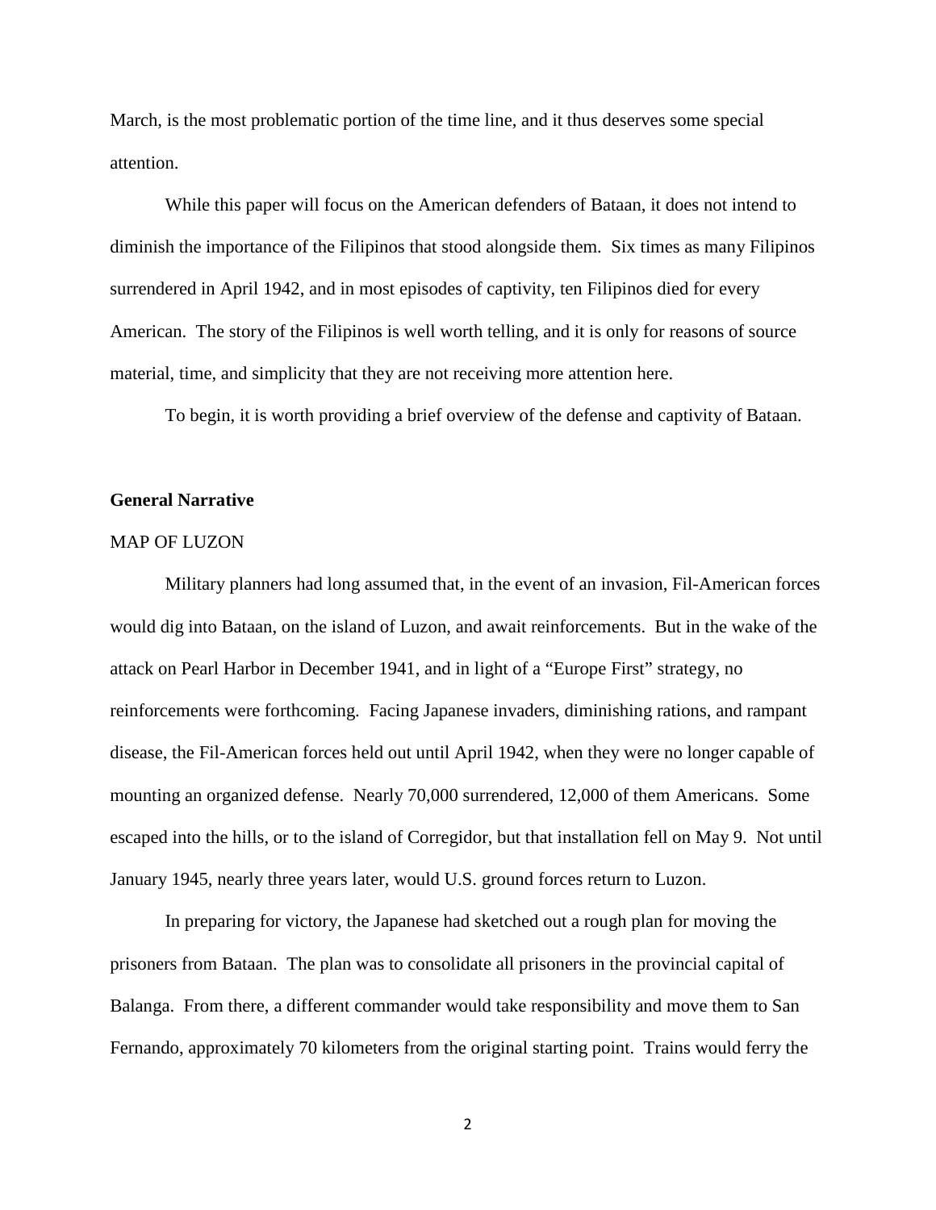March, is the most problematic portion of the time line, and it thus deserves some special attention.

While this paper will focus on the American defenders of Bataan, it does not intend to diminish the importance of the Filipinos that stood alongside them. Six times as many Filipinos surrendered in April 1942, and in most episodes of captivity, ten Filipinos died for every American. The story of the Filipinos is well worth telling, and it is only for reasons of source material, time, and simplicity that they are not receiving more attention here.

To begin, it is worth providing a brief overview of the defense and captivity of Bataan.

**General Narrative**

MAP OF LUZON

Military planners had long assumed that, in the event of an invasion, Fil-American forces would dig into Bataan, on the island of Luzon, and await reinforcements. But in the wake of the attack on Pearl Harbor in December 1941, and in light of a "Europe First" strategy, no reinforcements were forthcoming. Facing Japanese invaders, diminishing rations, and rampant disease, the Fil-American forces held out until April 1942, when they were no longer capable of mounting an organized defense. Nearly 70,000 surrendered, 12,000 of them Americans. Some escaped into the hills, or to the island of Corregidor, but that installation fell on May 9. Not until January 1945, nearly three years later, would U.S. ground forces return to Luzon.

In preparing for victory, the Japanese had sketched out a rough plan for moving the prisoners from Bataan. The plan was to consolidate all prisoners in the provincial capital of Balanga. From there, a different commander would take responsibility and move them to San Fernando, approximately 70 kilometers from the original starting point. Trains would ferry the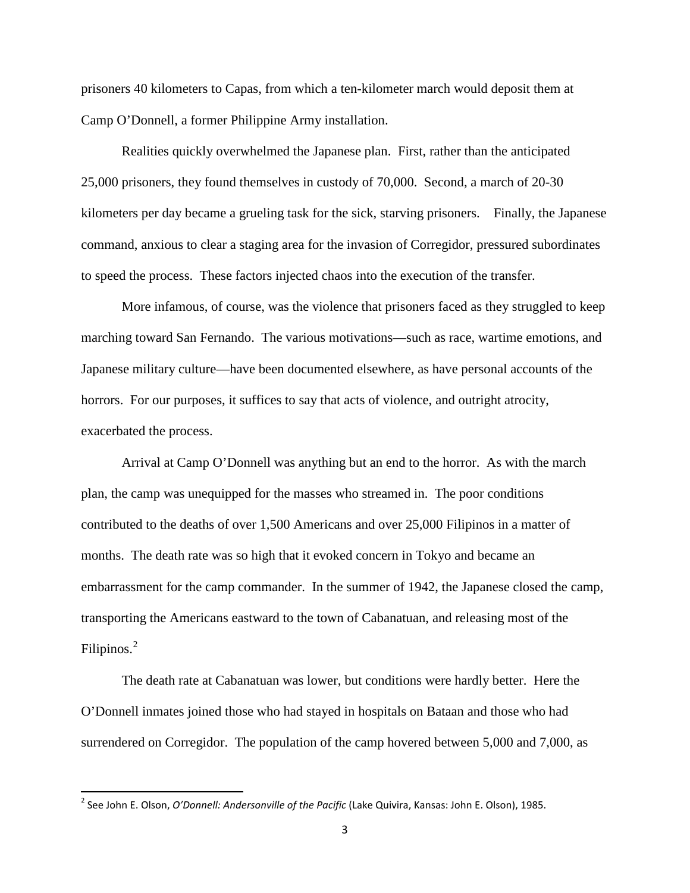prisoners 40 kilometers to Capas, from which a ten-kilometer march would deposit them at Camp O'Donnell, a former Philippine Army installation.

Realities quickly overwhelmed the Japanese plan. First, rather than the anticipated 25,000 prisoners, they found themselves in custody of 70,000. Second, a march of 20-30 kilometers per day became a grueling task for the sick, starving prisoners. Finally, the Japanese command, anxious to clear a staging area for the invasion of Corregidor, pressured subordinates to speed the process. These factors injected chaos into the execution of the transfer.

More infamous, of course, was the violence that prisoners faced as they struggled to keep marching toward San Fernando. The various motivations—such as race, wartime emotions, and Japanese military culture—have been documented elsewhere, as have personal accounts of the horrors. For our purposes, it suffices to say that acts of violence, and outright atrocity, exacerbated the process.

Arrival at Camp O'Donnell was anything but an end to the horror. As with the march plan, the camp was unequipped for the masses who streamed in. The poor conditions contributed to the deaths of over 1,500 Americans and over 25,000 Filipinos in a matter of months. The death rate was so high that it evoked concern in Tokyo and became an embarrassment for the camp commander. In the summer of 1942, the Japanese closed the camp, transporting the Americans eastward to the town of Cabanatuan, and releasing most of the Filipinos.[2]

The death rate at Cabanatuan was lower, but conditions were hardly better. Here the O'Donnell inmates joined those who had stayed in hospitals on Bataan and those who had surrendered on Corregidor. The population of the camp hovered between 5,000 and 7,000, as

---

[2] See John E. Olson, *O'Donnell: Andersonville of the Pacific* (Lake Quivira, Kansas: John E. Olson), 1985.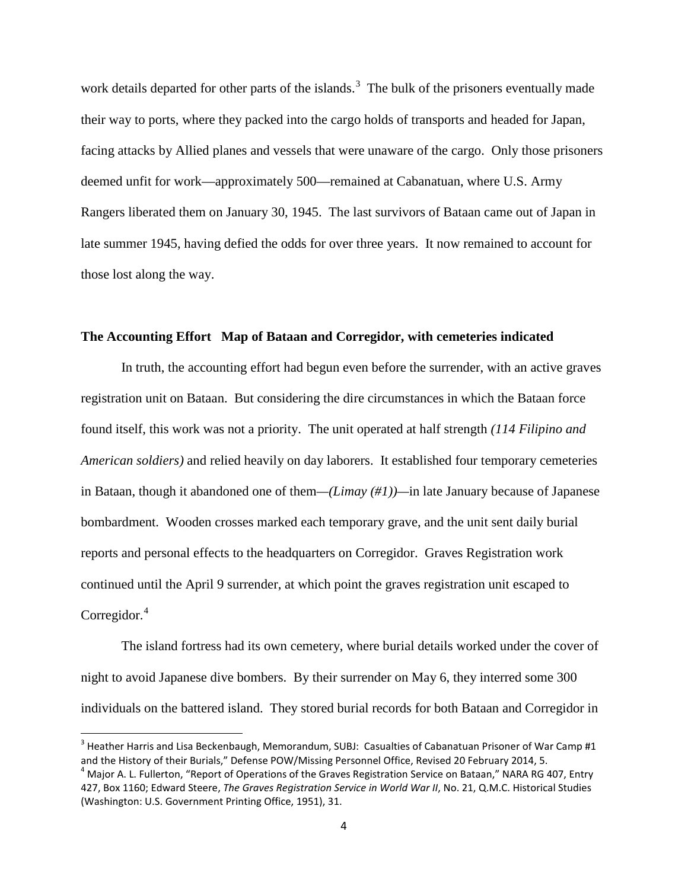work details departed for other parts of the islands.[3] The bulk of the prisoners eventually made their way to ports, where they packed into the cargo holds of transports and headed for Japan, facing attacks by Allied planes and vessels that were unaware of the cargo. Only those prisoners deemed unfit for work—approximately 500—remained at Cabanatuan, where U.S. Army Rangers liberated them on January 30, 1945. The last survivors of Bataan came out of Japan in late summer 1945, having defied the odds for over three years. It now remained to account for those lost along the way.

**The Accounting Effort Map of Bataan and Corregidor, with cemeteries indicated**

In truth, the accounting effort had begun even before the surrender, with an active graves registration unit on Bataan. But considering the dire circumstances in which the Bataan force found itself, this work was not a priority. The unit operated at half strength *(114 Filipino and American soldiers)* and relied heavily on day laborers. It established four temporary cemeteries in Bataan, though it abandoned one of them—*(Limay (#1))*—in late January because of Japanese bombardment. Wooden crosses marked each temporary grave, and the unit sent daily burial reports and personal effects to the headquarters on Corregidor. Graves Registration work continued until the April 9 surrender, at which point the graves registration unit escaped to Corregidor.[4]

The island fortress had its own cemetery, where burial details worked under the cover of night to avoid Japanese dive bombers. By their surrender on May 6, they interred some 300 individuals on the battered island. They stored burial records for both Bataan and Corregidor in

---

[3] Heather Harris and Lisa Beckenbaugh, Memorandum, SUBJ: Casualties of Cabanatuan Prisoner of War Camp #1 and the History of their Burials," Defense POW/Missing Personnel Office, Revised 20 February 2014, 5.

[4] Major A. L. Fullerton, "Report of Operations of the Graves Registration Service on Bataan," NARA RG 407, Entry 427, Box 1160; Edward Steere, *The Graves Registration Service in World War II*, No. 21, Q.M.C. Historical Studies (Washington: U.S. Government Printing Office, 1951), 31.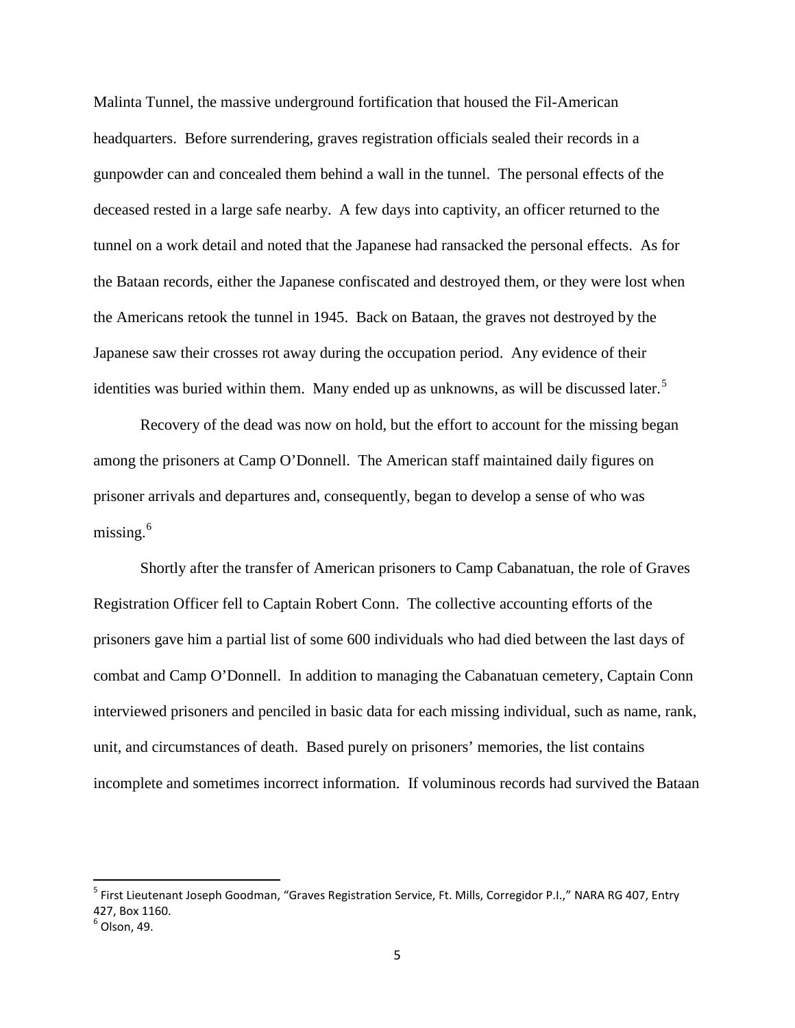Malinta Tunnel, the massive underground fortification that housed the Fil-American headquarters. Before surrendering, graves registration officials sealed their records in a gunpowder can and concealed them behind a wall in the tunnel. The personal effects of the deceased rested in a large safe nearby. A few days into captivity, an officer returned to the tunnel on a work detail and noted that the Japanese had ransacked the personal effects. As for the Bataan records, either the Japanese confiscated and destroyed them, or they were lost when the Americans retook the tunnel in 1945. Back on Bataan, the graves not destroyed by the Japanese saw their crosses rot away during the occupation period. Any evidence of their identities was buried within them. Many ended up as unknowns, as will be discussed later.[5]

Recovery of the dead was now on hold, but the effort to account for the missing began among the prisoners at Camp O'Donnell. The American staff maintained daily figures on prisoner arrivals and departures and, consequently, began to develop a sense of who was missing.[6]

Shortly after the transfer of American prisoners to Camp Cabanatuan, the role of Graves Registration Officer fell to Captain Robert Conn. The collective accounting efforts of the prisoners gave him a partial list of some 600 individuals who had died between the last days of combat and Camp O'Donnell. In addition to managing the Cabanatuan cemetery, Captain Conn interviewed prisoners and penciled in basic data for each missing individual, such as name, rank, unit, and circumstances of death. Based purely on prisoners' memories, the list contains incomplete and sometimes incorrect information. If voluminous records had survived the Bataan

---

[5] First Lieutenant Joseph Goodman, "Graves Registration Service, Ft. Mills, Corregidor P.I.," NARA RG 407, Entry 427, Box 1160.

[6] Olson, 49.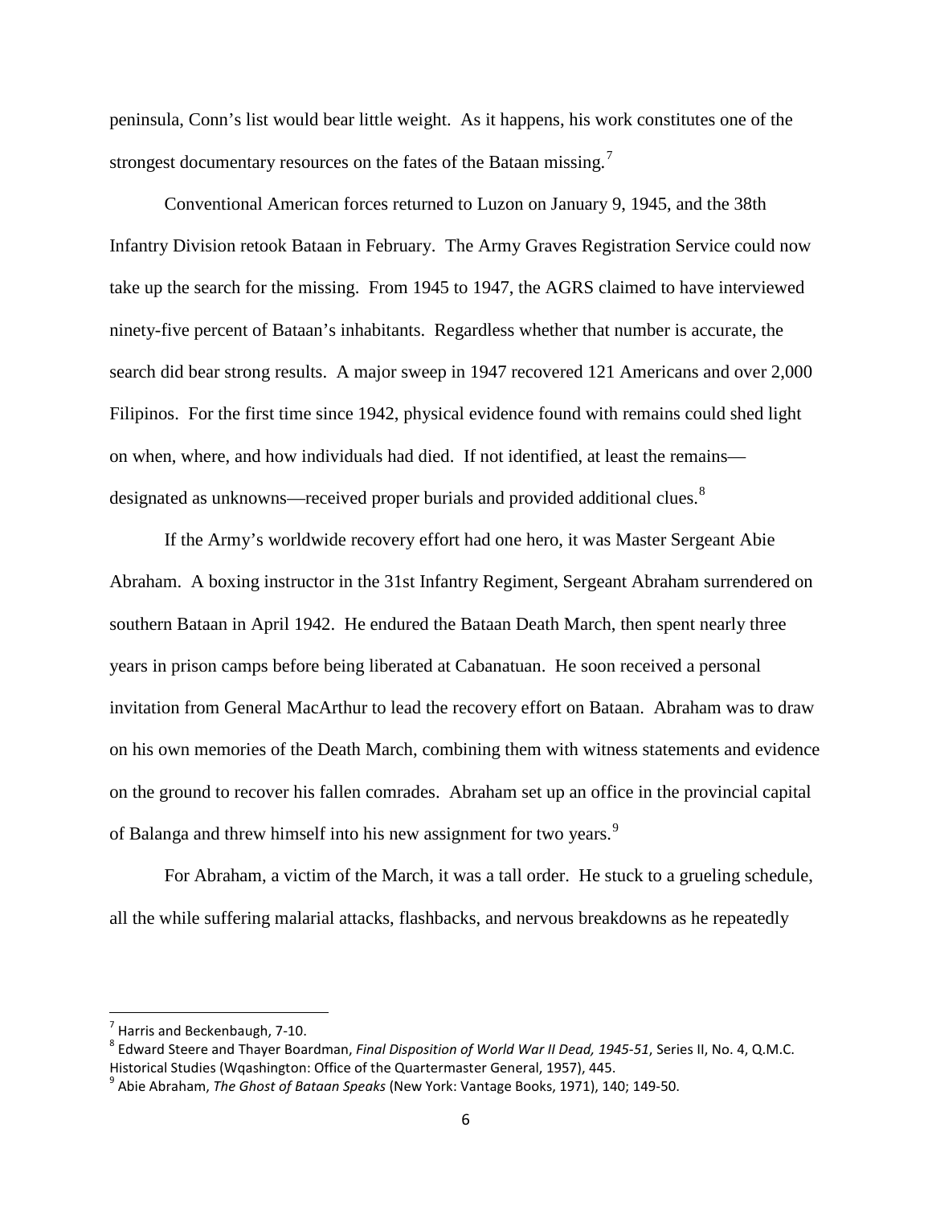peninsula, Conn's list would bear little weight. As it happens, his work constitutes one of the strongest documentary resources on the fates of the Bataan missing.[7]

Conventional American forces returned to Luzon on January 9, 1945, and the 38th Infantry Division retook Bataan in February. The Army Graves Registration Service could now take up the search for the missing. From 1945 to 1947, the AGRS claimed to have interviewed ninety-five percent of Bataan's inhabitants. Regardless whether that number is accurate, the search did bear strong results. A major sweep in 1947 recovered 121 Americans and over 2,000 Filipinos. For the first time since 1942, physical evidence found with remains could shed light on when, where, and how individuals had died. If not identified, at least the remains—designated as unknowns—received proper burials and provided additional clues.[8]

If the Army's worldwide recovery effort had one hero, it was Master Sergeant Abie Abraham. A boxing instructor in the 31st Infantry Regiment, Sergeant Abraham surrendered on southern Bataan in April 1942. He endured the Bataan Death March, then spent nearly three years in prison camps before being liberated at Cabanatuan. He soon received a personal invitation from General MacArthur to lead the recovery effort on Bataan. Abraham was to draw on his own memories of the Death March, combining them with witness statements and evidence on the ground to recover his fallen comrades. Abraham set up an office in the provincial capital of Balanga and threw himself into his new assignment for two years.[9]

For Abraham, a victim of the March, it was a tall order. He stuck to a grueling schedule, all the while suffering malarial attacks, flashbacks, and nervous breakdowns as he repeatedly

---

[7] Harris and Beckenbaugh, 7-10.

[8] Edward Steere and Thayer Boardman, *Final Disposition of World War II Dead, 1945-51*, Series II, No. 4, Q.M.C. Historical Studies (Wqashington: Office of the Quartermaster General, 1957), 445.

[9] Abie Abraham, *The Ghost of Bataan Speaks* (New York: Vantage Books, 1971), 140; 149-50.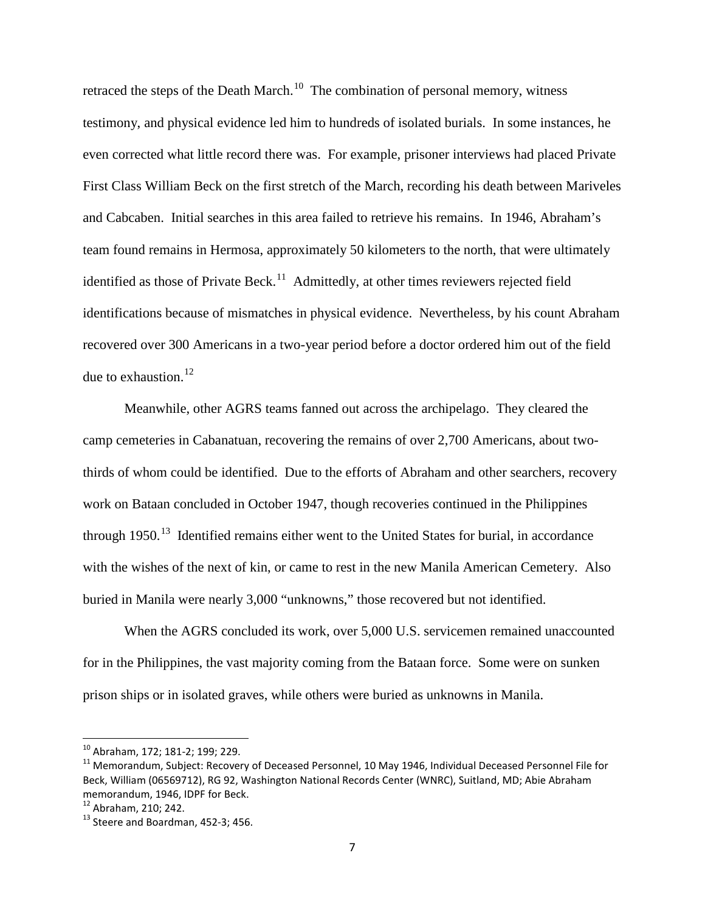retraced the steps of the Death March.[10] The combination of personal memory, witness testimony, and physical evidence led him to hundreds of isolated burials. In some instances, he even corrected what little record there was. For example, prisoner interviews had placed Private First Class William Beck on the first stretch of the March, recording his death between Mariveles and Cabcaben. Initial searches in this area failed to retrieve his remains. In 1946, Abraham's team found remains in Hermosa, approximately 50 kilometers to the north, that were ultimately identified as those of Private Beck.[11] Admittedly, at other times reviewers rejected field identifications because of mismatches in physical evidence. Nevertheless, by his count Abraham recovered over 300 Americans in a two-year period before a doctor ordered him out of the field due to exhaustion.[12]

Meanwhile, other AGRS teams fanned out across the archipelago. They cleared the camp cemeteries in Cabanatuan, recovering the remains of over 2,700 Americans, about two-thirds of whom could be identified. Due to the efforts of Abraham and other searchers, recovery work on Bataan concluded in October 1947, though recoveries continued in the Philippines through 1950.[13] Identified remains either went to the United States for burial, in accordance with the wishes of the next of kin, or came to rest in the new Manila American Cemetery. Also buried in Manila were nearly 3,000 "unknowns," those recovered but not identified.

When the AGRS concluded its work, over 5,000 U.S. servicemen remained unaccounted for in the Philippines, the vast majority coming from the Bataan force. Some were on sunken prison ships or in isolated graves, while others were buried as unknowns in Manila.

---

[10] Abraham, 172; 181-2; 199; 229.

[11] Memorandum, Subject: Recovery of Deceased Personnel, 10 May 1946, Individual Deceased Personnel File for Beck, William (06569712), RG 92, Washington National Records Center (WNRC), Suitland, MD; Abie Abraham memorandum, 1946, IDPF for Beck.

[12] Abraham, 210; 242.

[13] Steere and Boardman, 452-3; 456.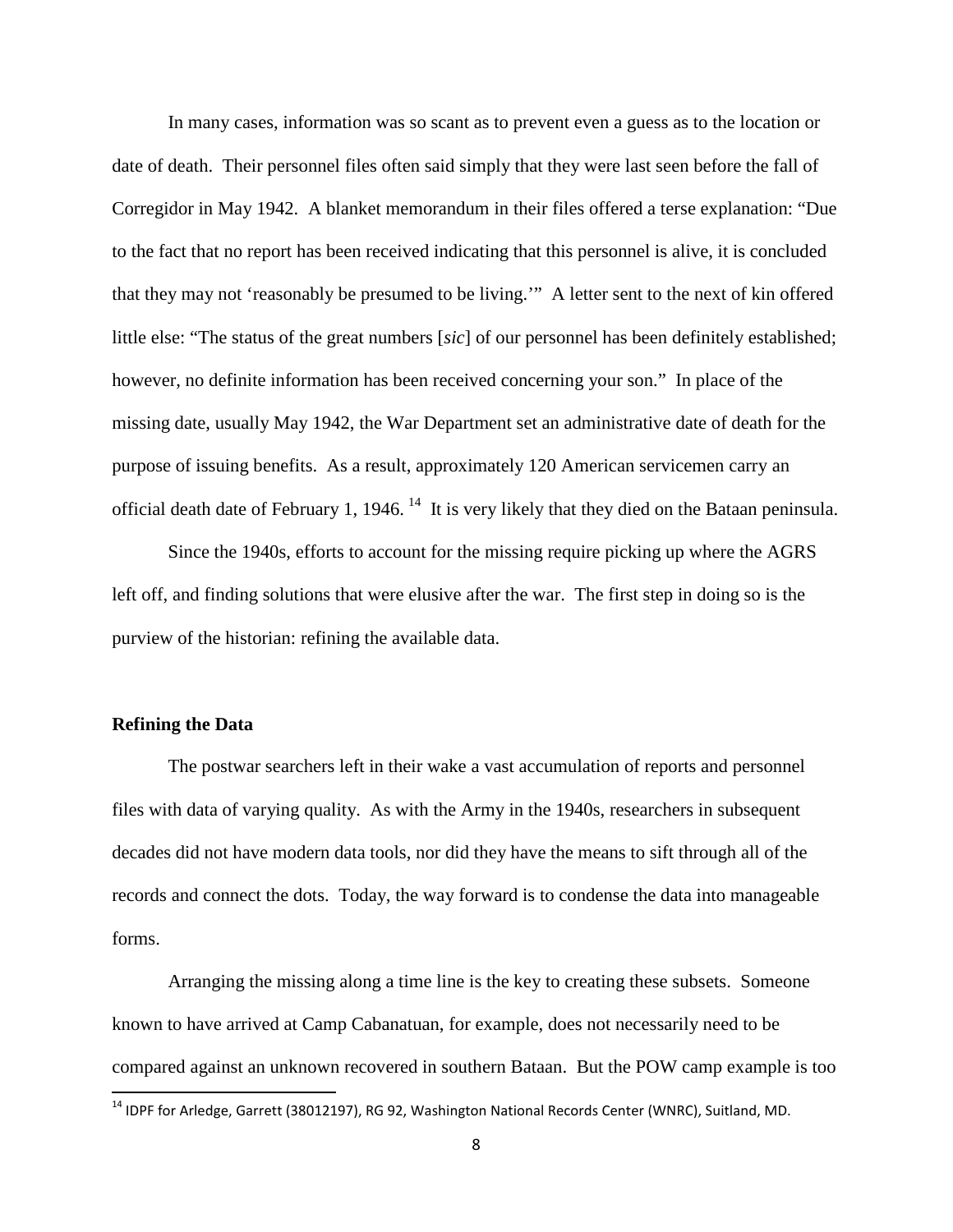In many cases, information was so scant as to prevent even a guess as to the location or date of death. Their personnel files often said simply that they were last seen before the fall of Corregidor in May 1942. A blanket memorandum in their files offered a terse explanation: "Due to the fact that no report has been received indicating that this personnel is alive, it is concluded that they may not 'reasonably be presumed to be living.'" A letter sent to the next of kin offered little else: "The status of the great numbers [*sic*] of our personnel has been definitely established; however, no definite information has been received concerning your son." In place of the missing date, usually May 1942, the War Department set an administrative date of death for the purpose of issuing benefits. As a result, approximately 120 American servicemen carry an official death date of February 1, 1946.[14] It is very likely that they died on the Bataan peninsula.

Since the 1940s, efforts to account for the missing require picking up where the AGRS left off, and finding solutions that were elusive after the war. The first step in doing so is the purview of the historian: refining the available data.

**Refining the Data**

The postwar searchers left in their wake a vast accumulation of reports and personnel files with data of varying quality. As with the Army in the 1940s, researchers in subsequent decades did not have modern data tools, nor did they have the means to sift through all of the records and connect the dots. Today, the way forward is to condense the data into manageable forms.

Arranging the missing along a time line is the key to creating these subsets. Someone known to have arrived at Camp Cabanatuan, for example, does not necessarily need to be compared against an unknown recovered in southern Bataan. But the POW camp example is too

[14] IDPF for Arledge, Garrett (38012197), RG 92, Washington National Records Center (WNRC), Suitland, MD.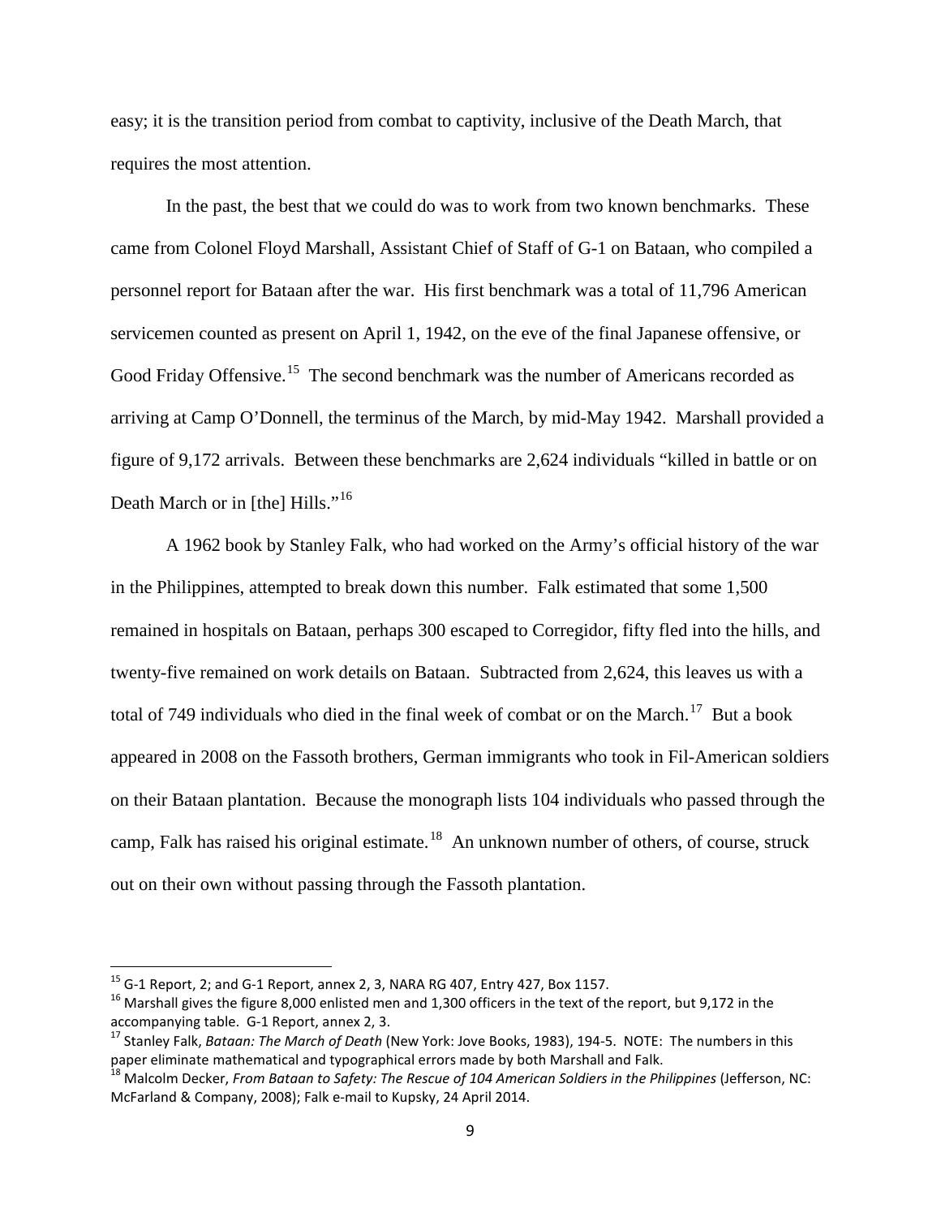easy; it is the transition period from combat to captivity, inclusive of the Death March, that requires the most attention.

In the past, the best that we could do was to work from two known benchmarks. These came from Colonel Floyd Marshall, Assistant Chief of Staff of G-1 on Bataan, who compiled a personnel report for Bataan after the war. His first benchmark was a total of 11,796 American servicemen counted as present on April 1, 1942, on the eve of the final Japanese offensive, or Good Friday Offensive.[15] The second benchmark was the number of Americans recorded as arriving at Camp O'Donnell, the terminus of the March, by mid-May 1942. Marshall provided a figure of 9,172 arrivals. Between these benchmarks are 2,624 individuals "killed in battle or on Death March or in [the] Hills."[16]

A 1962 book by Stanley Falk, who had worked on the Army's official history of the war in the Philippines, attempted to break down this number. Falk estimated that some 1,500 remained in hospitals on Bataan, perhaps 300 escaped to Corregidor, fifty fled into the hills, and twenty-five remained on work details on Bataan. Subtracted from 2,624, this leaves us with a total of 749 individuals who died in the final week of combat or on the March.[17] But a book appeared in 2008 on the Fassoth brothers, German immigrants who took in Fil-American soldiers on their Bataan plantation. Because the monograph lists 104 individuals who passed through the camp, Falk has raised his original estimate.[18] An unknown number of others, of course, struck out on their own without passing through the Fassoth plantation.

---

[15] G-1 Report, 2; and G-1 Report, annex 2, 3, NARA RG 407, Entry 427, Box 1157.

[16] Marshall gives the figure 8,000 enlisted men and 1,300 officers in the text of the report, but 9,172 in the accompanying table. G-1 Report, annex 2, 3.

[17] Stanley Falk, *Bataan: The March of Death* (New York: Jove Books, 1983), 194-5. NOTE: The numbers in this paper eliminate mathematical and typographical errors made by both Marshall and Falk.

[18] Malcolm Decker, *From Bataan to Safety: The Rescue of 104 American Soldiers in the Philippines* (Jefferson, NC: McFarland & Company, 2008); Falk e-mail to Kupsky, 24 April 2014.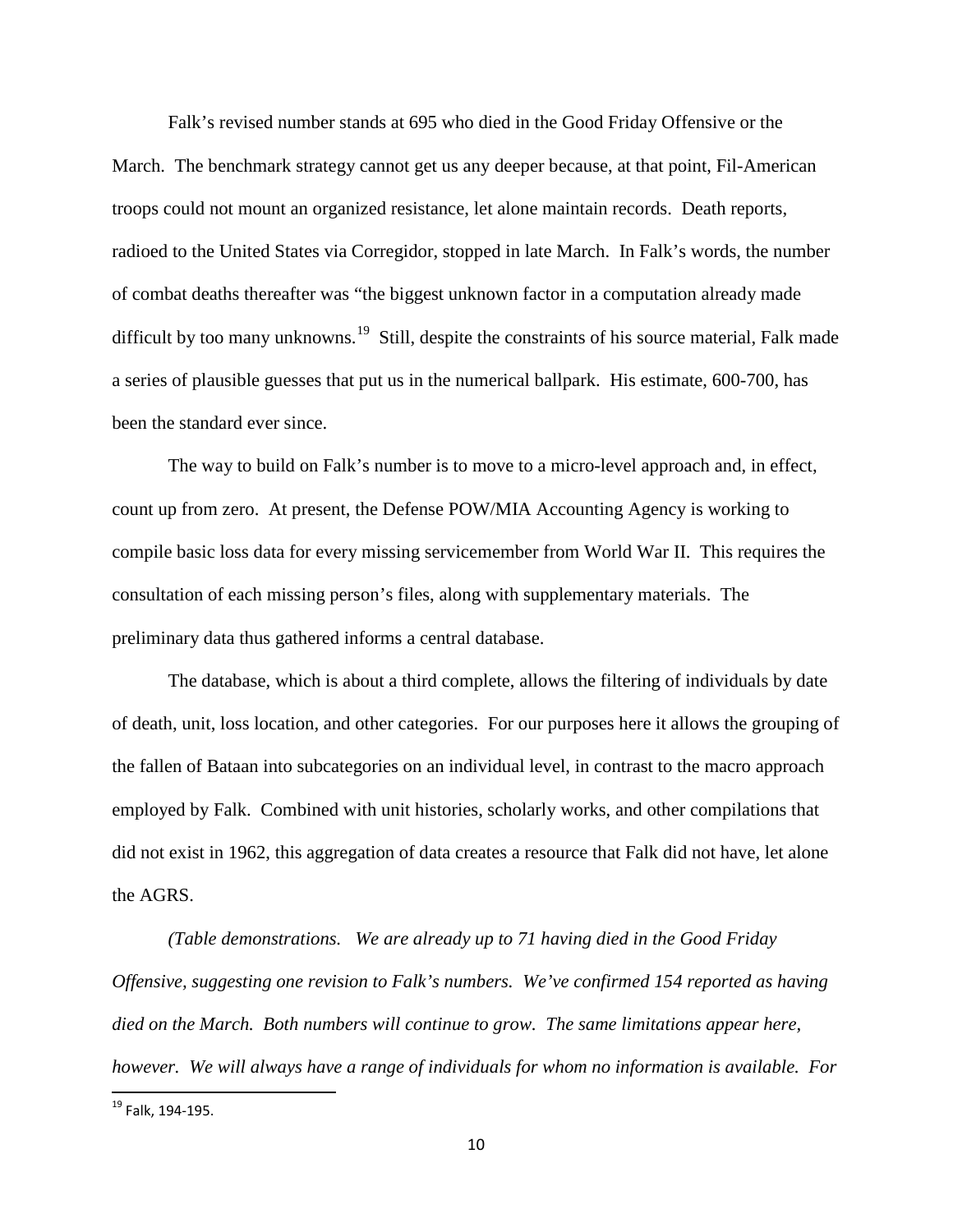Falk's revised number stands at 695 who died in the Good Friday Offensive or the March. The benchmark strategy cannot get us any deeper because, at that point, Fil-American troops could not mount an organized resistance, let alone maintain records. Death reports, radioed to the United States via Corregidor, stopped in late March. In Falk's words, the number of combat deaths thereafter was "the biggest unknown factor in a computation already made difficult by too many unknowns.[19] Still, despite the constraints of his source material, Falk made a series of plausible guesses that put us in the numerical ballpark. His estimate, 600-700, has been the standard ever since.

The way to build on Falk's number is to move to a micro-level approach and, in effect, count up from zero. At present, the Defense POW/MIA Accounting Agency is working to compile basic loss data for every missing servicemember from World War II. This requires the consultation of each missing person's files, along with supplementary materials. The preliminary data thus gathered informs a central database.

The database, which is about a third complete, allows the filtering of individuals by date of death, unit, loss location, and other categories. For our purposes here it allows the grouping of the fallen of Bataan into subcategories on an individual level, in contrast to the macro approach employed by Falk. Combined with unit histories, scholarly works, and other compilations that did not exist in 1962, this aggregation of data creates a resource that Falk did not have, let alone the AGRS.

*(Table demonstrations. We are already up to 71 having died in the Good Friday Offensive, suggesting one revision to Falk's numbers. We've confirmed 154 reported as having died on the March. Both numbers will continue to grow. The same limitations appear here, however. We will always have a range of individuals for whom no information is available. For*

[19] Falk, 194-195.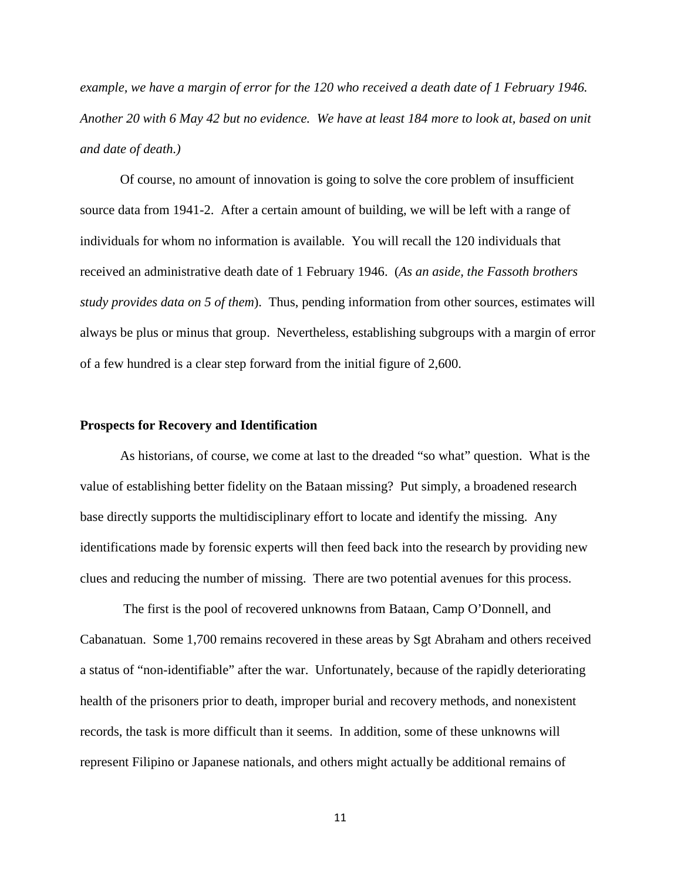*example, we have a margin of error for the 120 who received a death date of 1 February 1946. Another 20 with 6 May 42 but no evidence. We have at least 184 more to look at, based on unit and date of death.)*

Of course, no amount of innovation is going to solve the core problem of insufficient source data from 1941-2. After a certain amount of building, we will be left with a range of individuals for whom no information is available. You will recall the 120 individuals that received an administrative death date of 1 February 1946. (*As an aside, the Fassoth brothers study provides data on 5 of them*). Thus, pending information from other sources, estimates will always be plus or minus that group. Nevertheless, establishing subgroups with a margin of error of a few hundred is a clear step forward from the initial figure of 2,600.

## Prospects for Recovery and Identification

As historians, of course, we come at last to the dreaded "so what" question. What is the value of establishing better fidelity on the Bataan missing? Put simply, a broadened research base directly supports the multidisciplinary effort to locate and identify the missing. Any identifications made by forensic experts will then feed back into the research by providing new clues and reducing the number of missing. There are two potential avenues for this process.

The first is the pool of recovered unknowns from Bataan, Camp O'Donnell, and Cabanatuan. Some 1,700 remains recovered in these areas by Sgt Abraham and others received a status of "non-identifiable" after the war. Unfortunately, because of the rapidly deteriorating health of the prisoners prior to death, improper burial and recovery methods, and nonexistent records, the task is more difficult than it seems. In addition, some of these unknowns will represent Filipino or Japanese nationals, and others might actually be additional remains of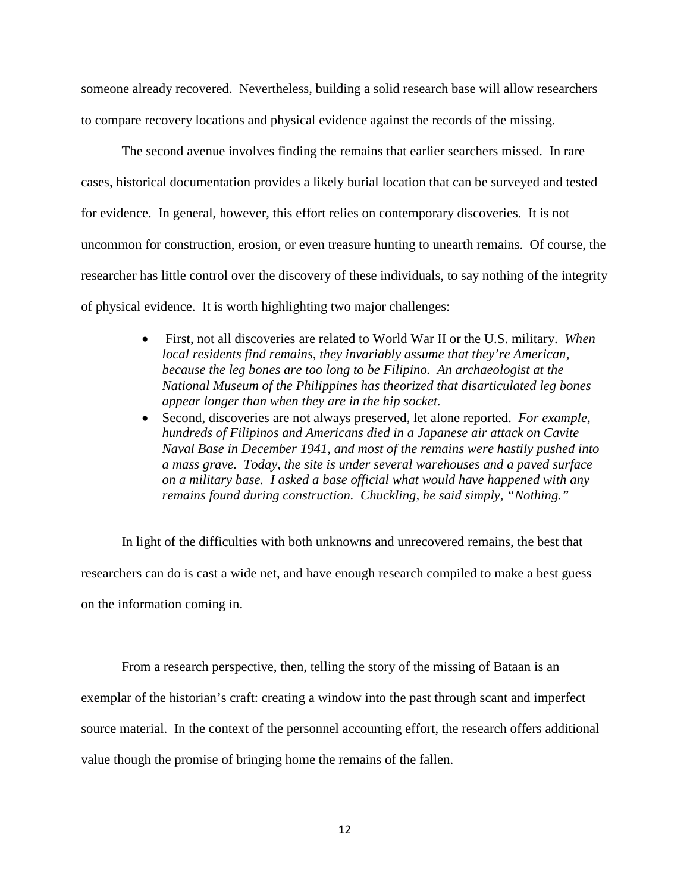someone already recovered. Nevertheless, building a solid research base will allow researchers to compare recovery locations and physical evidence against the records of the missing.

The second avenue involves finding the remains that earlier searchers missed. In rare cases, historical documentation provides a likely burial location that can be surveyed and tested for evidence. In general, however, this effort relies on contemporary discoveries. It is not uncommon for construction, erosion, or even treasure hunting to unearth remains. Of course, the researcher has little control over the discovery of these individuals, to say nothing of the integrity of physical evidence. It is worth highlighting two major challenges:

- <u>First, not all discoveries are related to World War II or the U.S. military.</u> *When local residents find remains, they invariably assume that they're American, because the leg bones are too long to be Filipino. An archaeologist at the National Museum of the Philippines has theorized that disarticulated leg bones appear longer than when they are in the hip socket.*
- <u>Second, discoveries are not always preserved, let alone reported.</u> *For example, hundreds of Filipinos and Americans died in a Japanese air attack on Cavite Naval Base in December 1941, and most of the remains were hastily pushed into a mass grave. Today, the site is under several warehouses and a paved surface on a military base. I asked a base official what would have happened with any remains found during construction. Chuckling, he said simply, "Nothing."*

In light of the difficulties with both unknowns and unrecovered remains, the best that researchers can do is cast a wide net, and have enough research compiled to make a best guess on the information coming in.

From a research perspective, then, telling the story of the missing of Bataan is an exemplar of the historian's craft: creating a window into the past through scant and imperfect source material. In the context of the personnel accounting effort, the research offers additional value though the promise of bringing home the remains of the fallen.